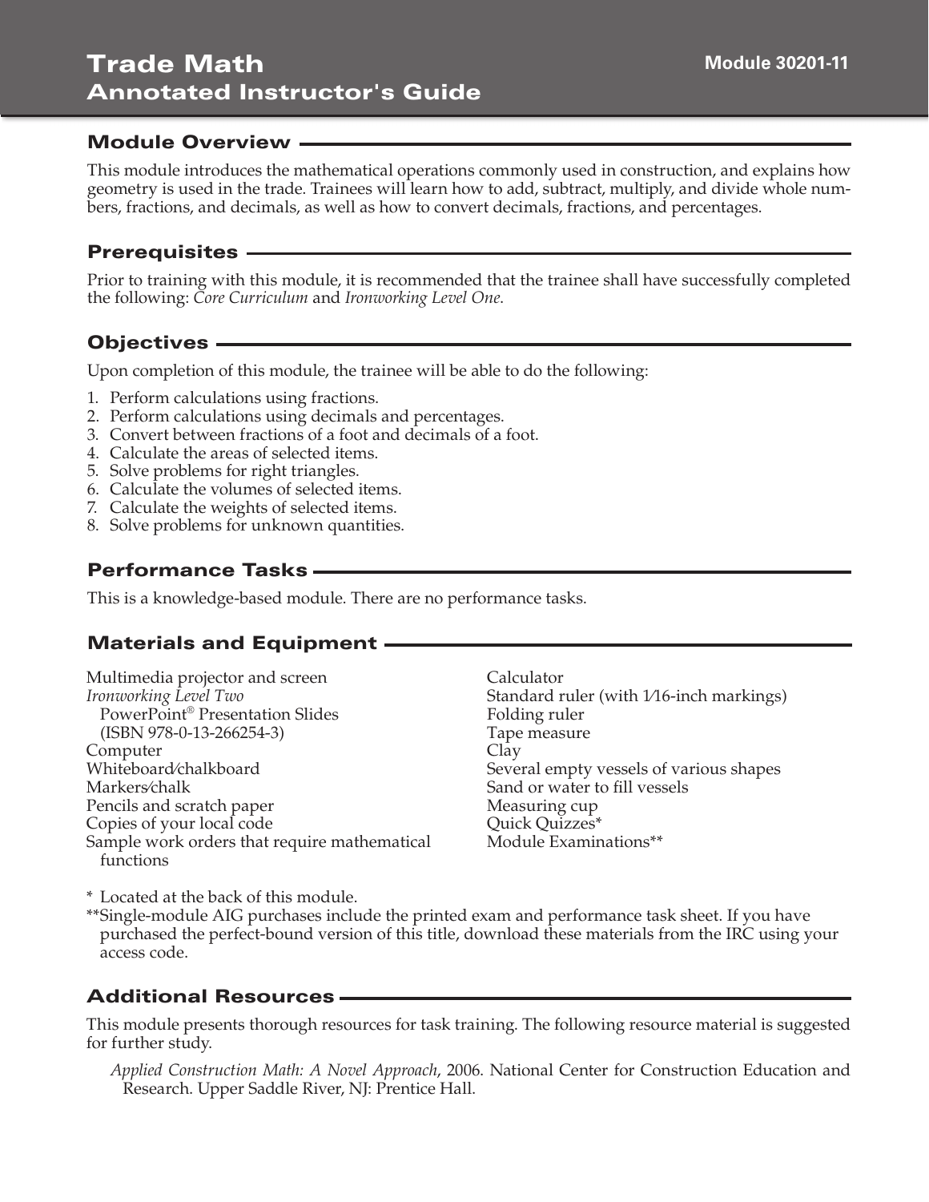# Trade Math
## Annotated Instructor's Guide

**Module 30201-11**

## Module Overview

This module introduces the mathematical operations commonly used in construction, and explains how geometry is used in the trade. Trainees will learn how to add, subtract, multiply, and divide whole numbers, fractions, and decimals, as well as how to convert decimals, fractions, and percentages.

## Prerequisites

Prior to training with this module, it is recommended that the trainee shall have successfully completed the following: *Core Curriculum* and *Ironworking Level One*.

## Objectives

Upon completion of this module, the trainee will be able to do the following:

1. Perform calculations using fractions.
2. Perform calculations using decimals and percentages.
3. Convert between fractions of a foot and decimals of a foot.
4. Calculate the areas of selected items.
5. Solve problems for right triangles.
6. Calculate the volumes of selected items.
7. Calculate the weights of selected items.
8. Solve problems for unknown quantities.

## Performance Tasks

This is a knowledge-based module. There are no performance tasks.

## Materials and Equipment

Multimedia projector and screen
*Ironworking Level Two* PowerPoint® Presentation Slides (ISBN 978-0-13-266254-3)
Computer
Whiteboard/chalkboard
Markers/chalk
Pencils and scratch paper
Copies of your local code
Sample work orders that require mathematical functions
Calculator
Standard ruler (with 1/16-inch markings)
Folding ruler
Tape measure
Clay
Several empty vessels of various shapes
Sand or water to fill vessels
Measuring cup
Quick Quizzes*
Module Examinations**

\* Located at the back of this module.
\*\*Single-module AIG purchases include the printed exam and performance task sheet. If you have purchased the perfect-bound version of this title, download these materials from the IRC using your access code.

## Additional Resources

This module presents thorough resources for task training. The following resource material is suggested for further study.

*Applied Construction Math: A Novel Approach*, 2006. National Center for Construction Education and Research. Upper Saddle River, NJ: Prentice Hall.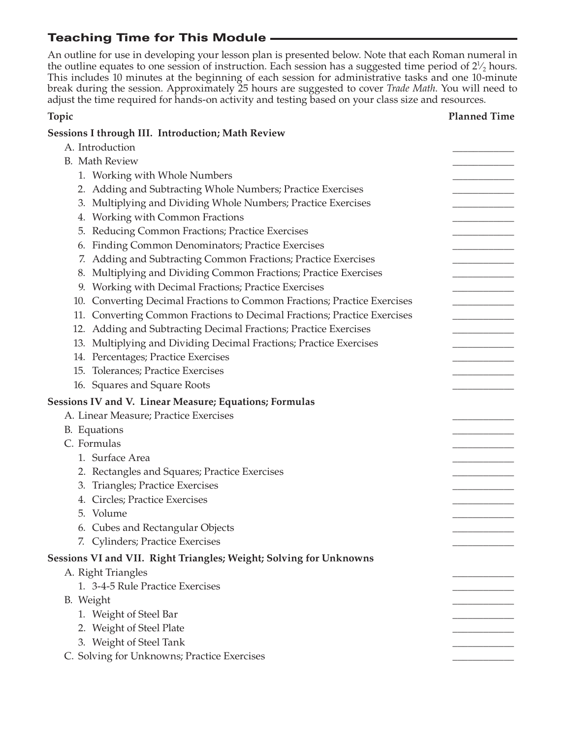## Teaching Time for This Module

An outline for use in developing your lesson plan is presented below. Note that each Roman numeral in the outline equates to one session of instruction. Each session has a suggested time period of $2\frac{1}{2}$ hours. This includes 10 minutes at the beginning of each session for administrative tasks and one 10-minute break during the session. Approximately 25 hours are suggested to cover *Trade Math*. You will need to adjust the time required for hands-on activity and testing based on your class size and resources.

| Topic | Planned Time |
|---|---|
| **Sessions I through III. Introduction; Math Review** | |
| A. Introduction | ____________ |
| B. Math Review | ____________ |
| 1. Working with Whole Numbers | ____________ |
| 2. Adding and Subtracting Whole Numbers; Practice Exercises | ____________ |
| 3. Multiplying and Dividing Whole Numbers; Practice Exercises | ____________ |
| 4. Working with Common Fractions | ____________ |
| 5. Reducing Common Fractions; Practice Exercises | ____________ |
| 6. Finding Common Denominators; Practice Exercises | ____________ |
| 7. Adding and Subtracting Common Fractions; Practice Exercises | ____________ |
| 8. Multiplying and Dividing Common Fractions; Practice Exercises | ____________ |
| 9. Working with Decimal Fractions; Practice Exercises | ____________ |
| 10. Converting Decimal Fractions to Common Fractions; Practice Exercises | ____________ |
| 11. Converting Common Fractions to Decimal Fractions; Practice Exercises | ____________ |
| 12. Adding and Subtracting Decimal Fractions; Practice Exercises | ____________ |
| 13. Multiplying and Dividing Decimal Fractions; Practice Exercises | ____________ |
| 14. Percentages; Practice Exercises | ____________ |
| 15. Tolerances; Practice Exercises | ____________ |
| 16. Squares and Square Roots | ____________ |
| **Sessions IV and V. Linear Measure; Equations; Formulas** | |
| A. Linear Measure; Practice Exercises | ____________ |
| B. Equations | ____________ |
| C. Formulas | ____________ |
| 1. Surface Area | ____________ |
| 2. Rectangles and Squares; Practice Exercises | ____________ |
| 3. Triangles; Practice Exercises | ____________ |
| 4. Circles; Practice Exercises | ____________ |
| 5. Volume | ____________ |
| 6. Cubes and Rectangular Objects | ____________ |
| 7. Cylinders; Practice Exercises | ____________ |
| **Sessions VI and VII. Right Triangles; Weight; Solving for Unknowns** | |
| A. Right Triangles | ____________ |
| 1. 3-4-5 Rule Practice Exercises | ____________ |
| B. Weight | ____________ |
| 1. Weight of Steel Bar | ____________ |
| 2. Weight of Steel Plate | ____________ |
| 3. Weight of Steel Tank | ____________ |
| C. Solving for Unknowns; Practice Exercises | ____________ |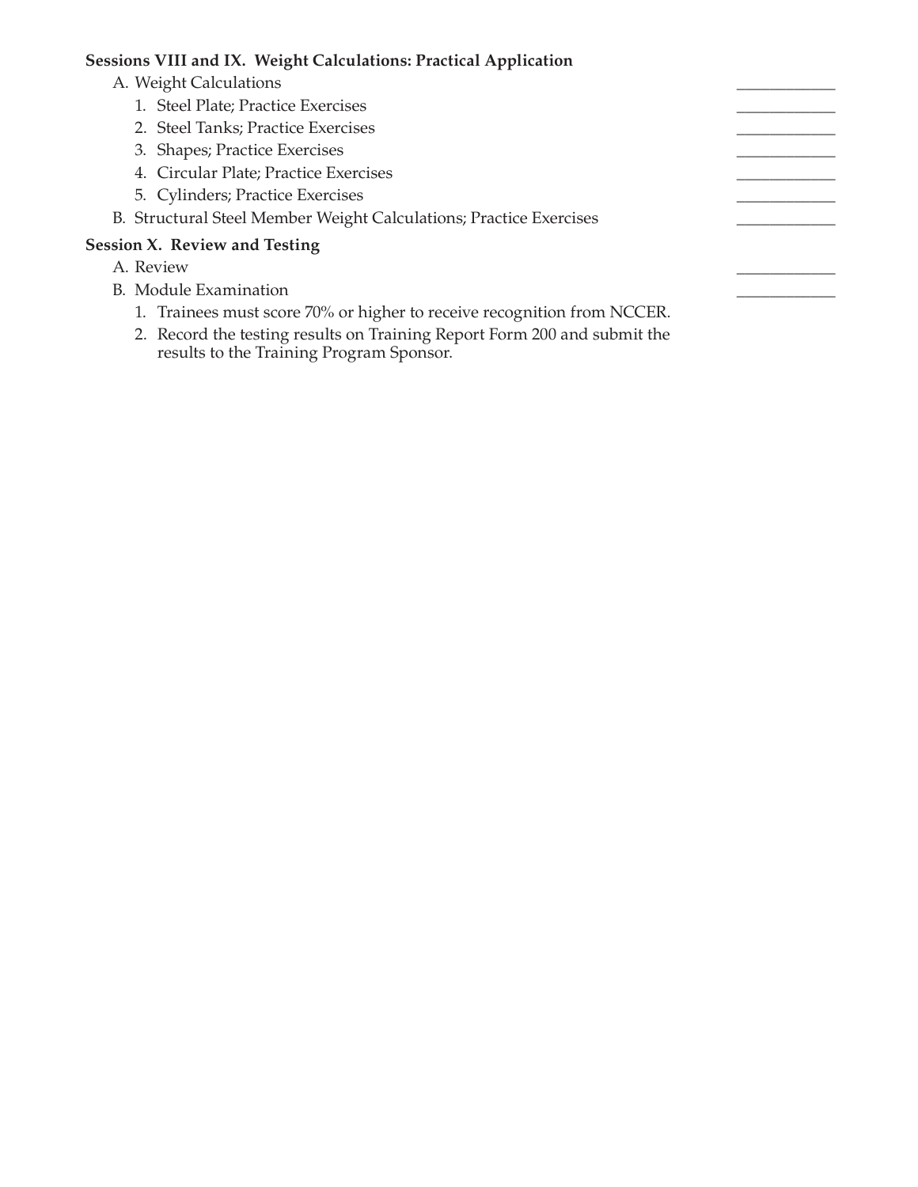**Sessions VIII and IX. Weight Calculations: Practical Application**

A. Weight Calculations ____________

1. Steel Plate; Practice Exercises ____________
2. Steel Tanks; Practice Exercises ____________
3. Shapes; Practice Exercises ____________
4. Circular Plate; Practice Exercises ____________
5. Cylinders; Practice Exercises ____________

B. Structural Steel Member Weight Calculations; Practice Exercises ____________

**Session X. Review and Testing**

A. Review ____________

B. Module Examination ____________

1. Trainees must score 70% or higher to receive recognition from NCCER.
2. Record the testing results on Training Report Form 200 and submit the results to the Training Program Sponsor.